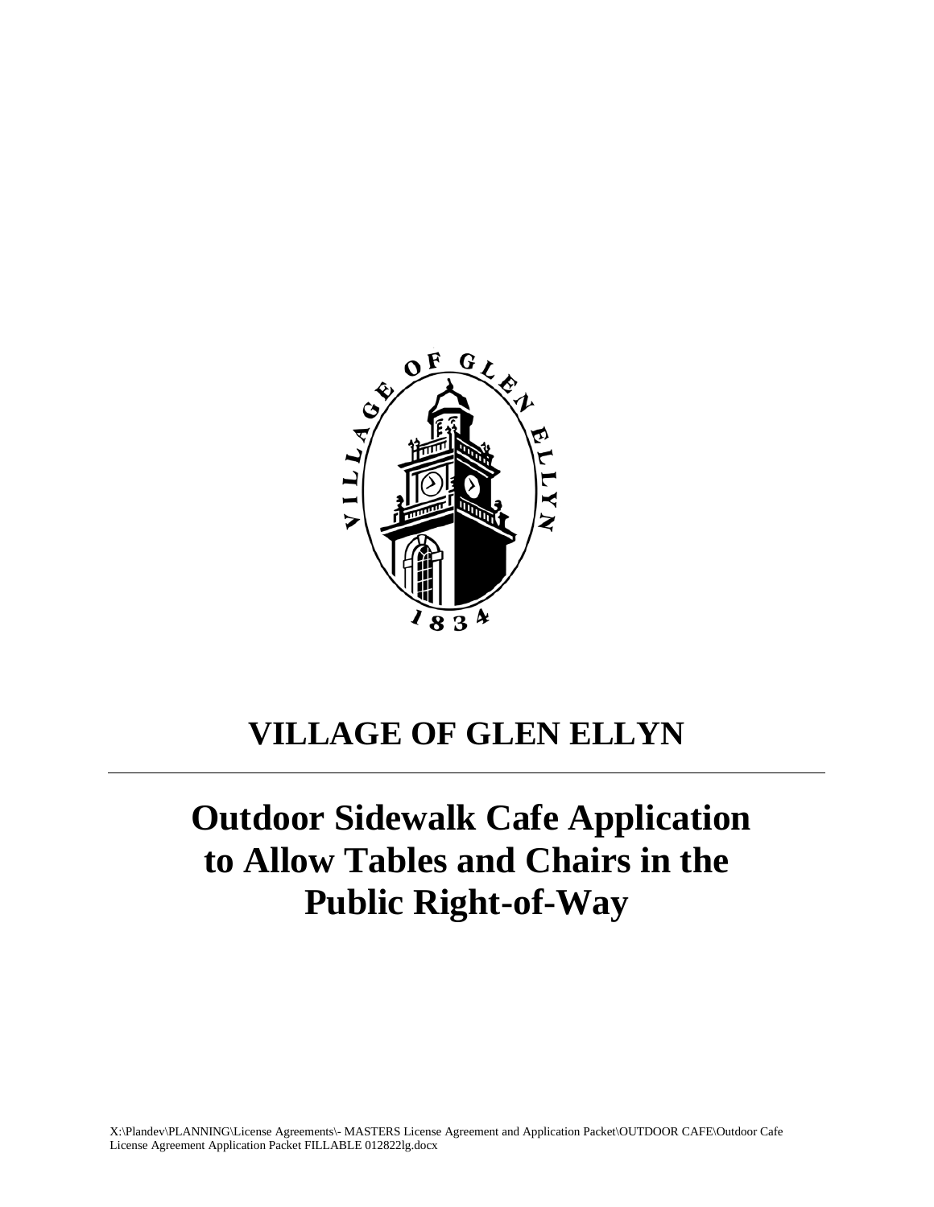# VILLAGE OF GLEN ELLYN

---

# Outdoor Sidewalk Cafe Application to Allow Tables and Chairs in the Public Right-of-Way

X:\Plandev\PLANNING\License Agreements\- MASTERS License Agreement and Application Packet\OUTDOOR CAFE\Outdoor Cafe License Agreement Application Packet FILLABLE 012822lg.docx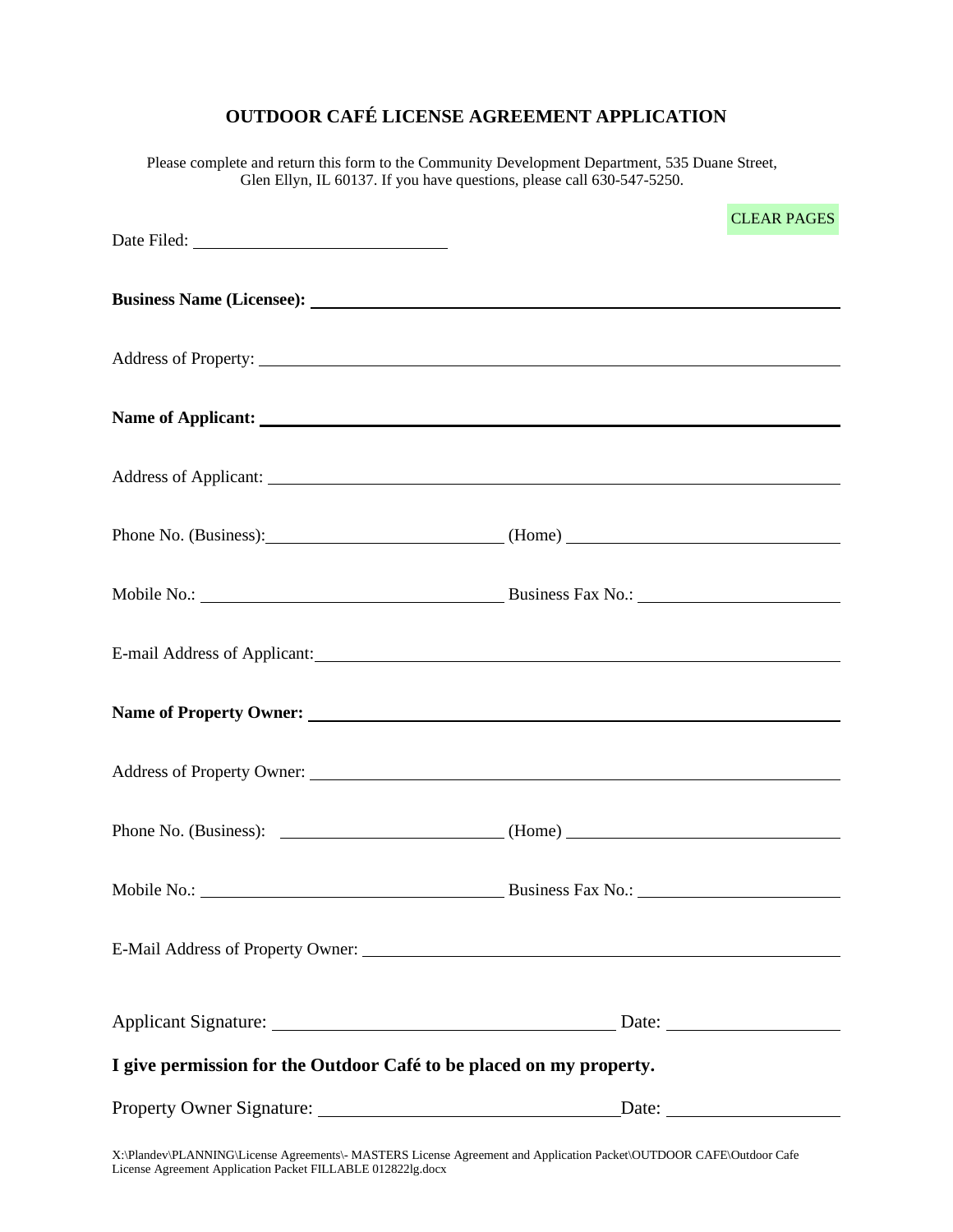# OUTDOOR CAFÉ LICENSE AGREEMENT APPLICATION

Please complete and return this form to the Community Development Department, 535 Duane Street, Glen Ellyn, IL 60137. If you have questions, please call 630-547-5250.

CLEAR PAGES

Date Filed: ____________________________

**Business Name (Licensee):** ____________________________________________

Address of Property: ____________________________________________

**Name of Applicant:** ____________________________________________

Address of Applicant: ____________________________________________

Phone No. (Business): ____________________________ (Home) ____________________________

Mobile No.: ____________________________ Business Fax No.: ____________________________

E-mail Address of Applicant: ____________________________________________

**Name of Property Owner:** ____________________________________________

Address of Property Owner: ____________________________________________

Phone No. (Business): ____________________________ (Home) ____________________________

Mobile No.: ____________________________ Business Fax No.: ____________________________

E-Mail Address of Property Owner: ____________________________________________

Applicant Signature: ____________________________________ Date: ____________________

**I give permission for the Outdoor Café to be placed on my property.**

Property Owner Signature: ____________________________________ Date: ____________________

X:\Plandev\PLANNING\License Agreements\- MASTERS License Agreement and Application Packet\OUTDOOR CAFE\Outdoor Cafe License Agreement Application Packet FILLABLE 012822lg.docx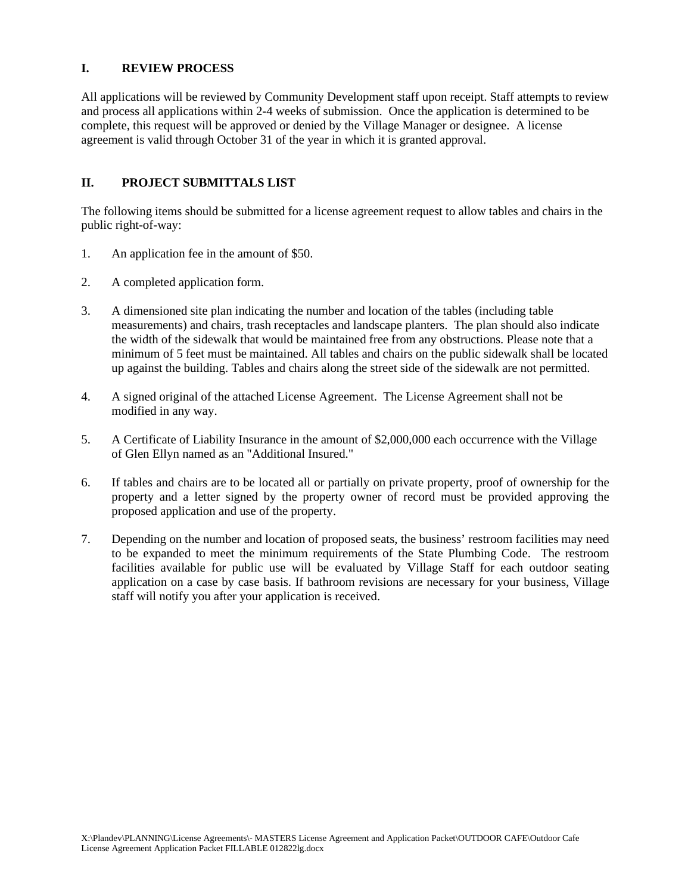## I. REVIEW PROCESS

All applications will be reviewed by Community Development staff upon receipt. Staff attempts to review and process all applications within 2-4 weeks of submission. Once the application is determined to be complete, this request will be approved or denied by the Village Manager or designee. A license agreement is valid through October 31 of the year in which it is granted approval.

## II. PROJECT SUBMITTALS LIST

The following items should be submitted for a license agreement request to allow tables and chairs in the public right-of-way:

1. An application fee in the amount of $50.

2. A completed application form.

3. A dimensioned site plan indicating the number and location of the tables (including table measurements) and chairs, trash receptacles and landscape planters. The plan should also indicate the width of the sidewalk that would be maintained free from any obstructions. Please note that a minimum of 5 feet must be maintained. All tables and chairs on the public sidewalk shall be located up against the building. Tables and chairs along the street side of the sidewalk are not permitted.

4. A signed original of the attached License Agreement. The License Agreement shall not be modified in any way.

5. A Certificate of Liability Insurance in the amount of $2,000,000 each occurrence with the Village of Glen Ellyn named as an "Additional Insured."

6. If tables and chairs are to be located all or partially on private property, proof of ownership for the property and a letter signed by the property owner of record must be provided approving the proposed application and use of the property.

7. Depending on the number and location of proposed seats, the business' restroom facilities may need to be expanded to meet the minimum requirements of the State Plumbing Code. The restroom facilities available for public use will be evaluated by Village Staff for each outdoor seating application on a case by case basis. If bathroom revisions are necessary for your business, Village staff will notify you after your application is received.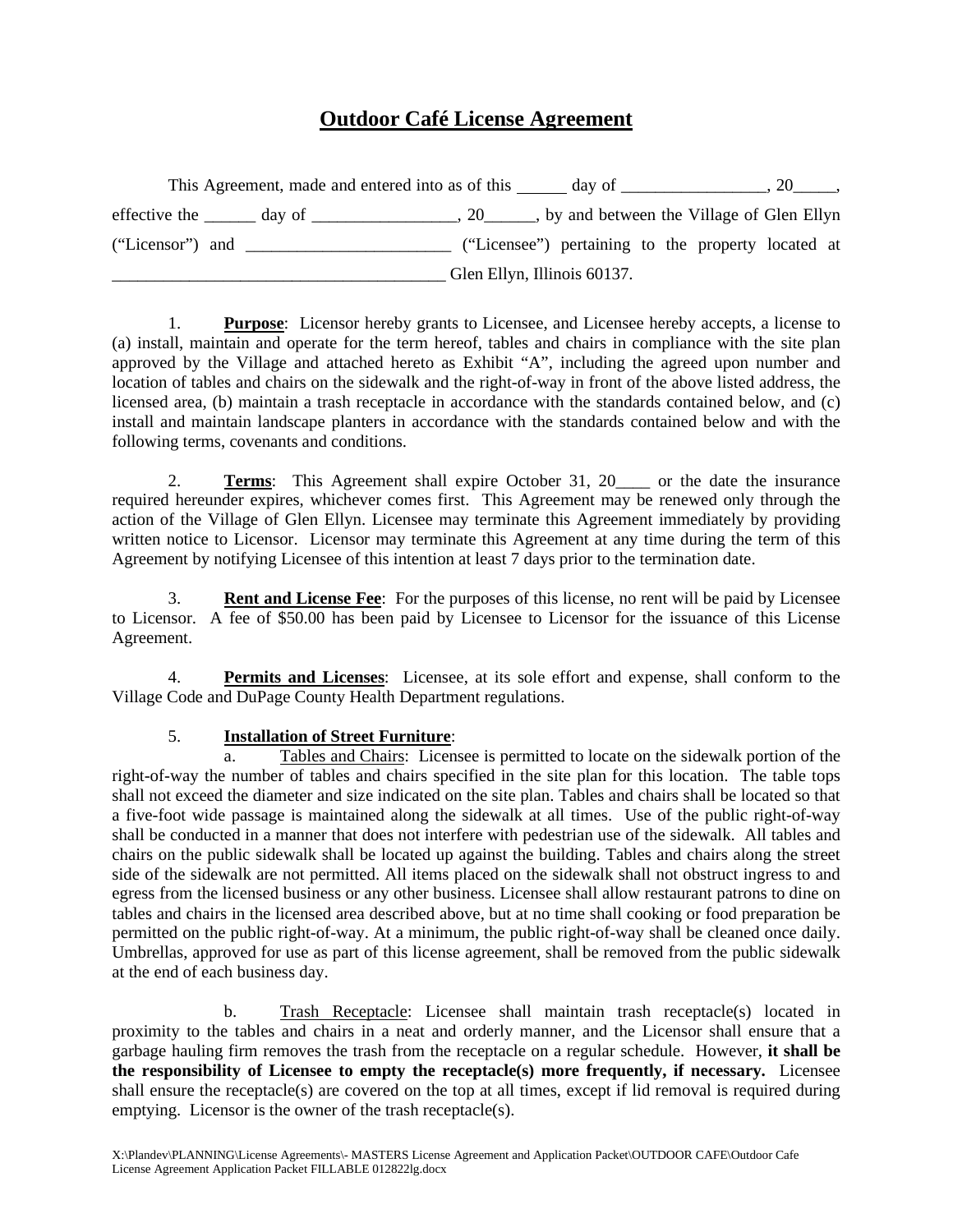# Outdoor Café License Agreement

This Agreement, made and entered into as of this ______ day of _________________, 20_____, effective the ______ day of _________________, 20______, by and between the Village of Glen Ellyn ("Licensor") and _______________________ ("Licensee") pertaining to the property located at ______________________________________ Glen Ellyn, Illinois 60137.

1. **Purpose**: Licensor hereby grants to Licensee, and Licensee hereby accepts, a license to (a) install, maintain and operate for the term hereof, tables and chairs in compliance with the site plan approved by the Village and attached hereto as Exhibit "A", including the agreed upon number and location of tables and chairs on the sidewalk and the right-of-way in front of the above listed address, the licensed area, (b) maintain a trash receptacle in accordance with the standards contained below, and (c) install and maintain landscape planters in accordance with the standards contained below and with the following terms, covenants and conditions.

2. **Terms**: This Agreement shall expire October 31, 20____ or the date the insurance required hereunder expires, whichever comes first. This Agreement may be renewed only through the action of the Village of Glen Ellyn. Licensee may terminate this Agreement immediately by providing written notice to Licensor. Licensor may terminate this Agreement at any time during the term of this Agreement by notifying Licensee of this intention at least 7 days prior to the termination date.

3. **Rent and License Fee**: For the purposes of this license, no rent will be paid by Licensee to Licensor. A fee of $50.00 has been paid by Licensee to Licensor for the issuance of this License Agreement.

4. **Permits and Licenses**: Licensee, at its sole effort and expense, shall conform to the Village Code and DuPage County Health Department regulations.

5. **Installation of Street Furniture**:

   a. Tables and Chairs: Licensee is permitted to locate on the sidewalk portion of the right-of-way the number of tables and chairs specified in the site plan for this location. The table tops shall not exceed the diameter and size indicated on the site plan. Tables and chairs shall be located so that a five-foot wide passage is maintained along the sidewalk at all times. Use of the public right-of-way shall be conducted in a manner that does not interfere with pedestrian use of the sidewalk. All tables and chairs on the public sidewalk shall be located up against the building. Tables and chairs along the street side of the sidewalk are not permitted. All items placed on the sidewalk shall not obstruct ingress to and egress from the licensed business or any other business. Licensee shall allow restaurant patrons to dine on tables and chairs in the licensed area described above, but at no time shall cooking or food preparation be permitted on the public right-of-way. At a minimum, the public right-of-way shall be cleaned once daily. Umbrellas, approved for use as part of this license agreement, shall be removed from the public sidewalk at the end of each business day.

   b. Trash Receptacle: Licensee shall maintain trash receptacle(s) located in proximity to the tables and chairs in a neat and orderly manner, and the Licensor shall ensure that a garbage hauling firm removes the trash from the receptacle on a regular schedule. However, **it shall be the responsibility of Licensee to empty the receptacle(s) more frequently, if necessary.** Licensee shall ensure the receptacle(s) are covered on the top at all times, except if lid removal is required during emptying. Licensor is the owner of the trash receptacle(s).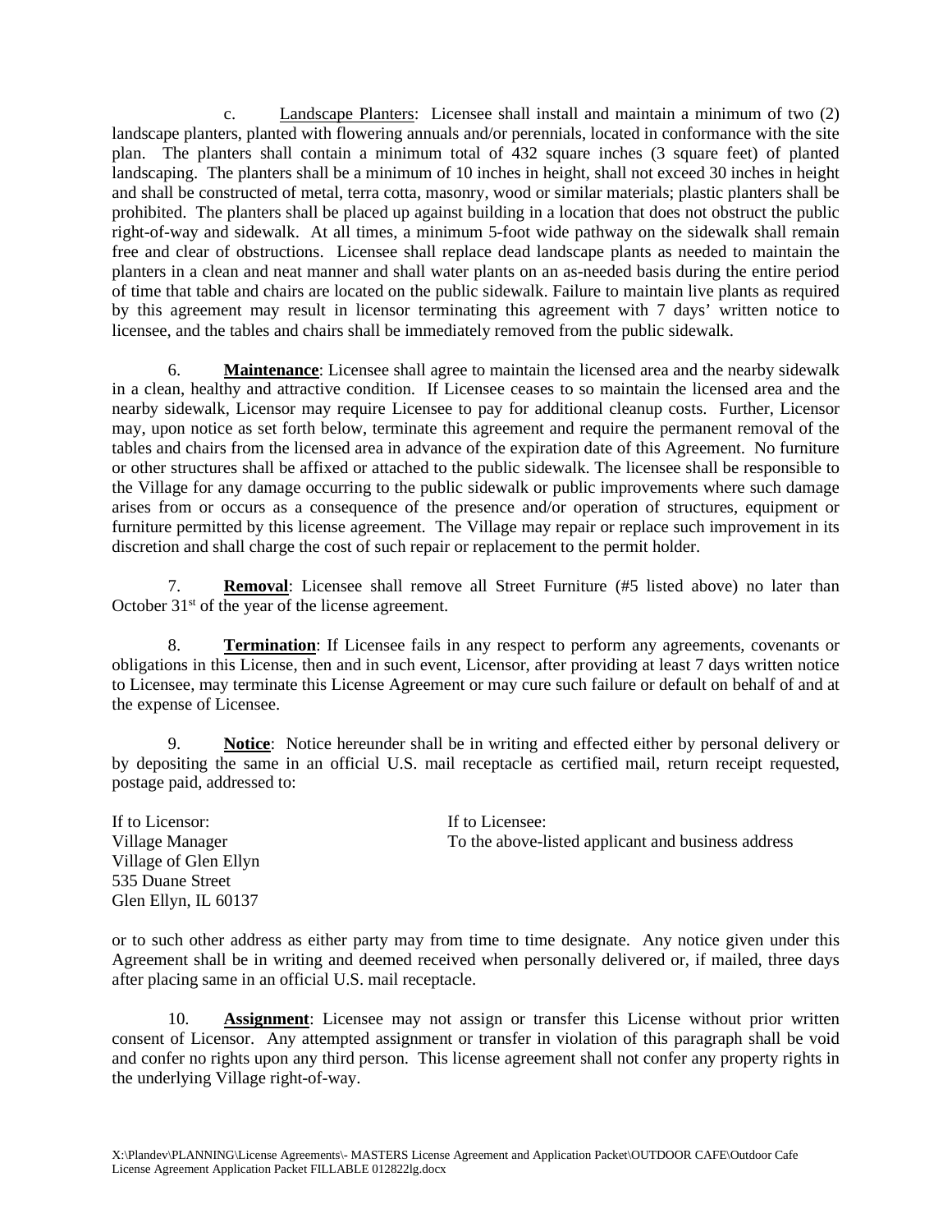c. Landscape Planters: Licensee shall install and maintain a minimum of two (2) landscape planters, planted with flowering annuals and/or perennials, located in conformance with the site plan. The planters shall contain a minimum total of 432 square inches (3 square feet) of planted landscaping. The planters shall be a minimum of 10 inches in height, shall not exceed 30 inches in height and shall be constructed of metal, terra cotta, masonry, wood or similar materials; plastic planters shall be prohibited. The planters shall be placed up against building in a location that does not obstruct the public right-of-way and sidewalk. At all times, a minimum 5-foot wide pathway on the sidewalk shall remain free and clear of obstructions. Licensee shall replace dead landscape plants as needed to maintain the planters in a clean and neat manner and shall water plants on an as-needed basis during the entire period of time that table and chairs are located on the public sidewalk. Failure to maintain live plants as required by this agreement may result in licensor terminating this agreement with 7 days' written notice to licensee, and the tables and chairs shall be immediately removed from the public sidewalk.

6. **Maintenance**: Licensee shall agree to maintain the licensed area and the nearby sidewalk in a clean, healthy and attractive condition. If Licensee ceases to so maintain the licensed area and the nearby sidewalk, Licensor may require Licensee to pay for additional cleanup costs. Further, Licensor may, upon notice as set forth below, terminate this agreement and require the permanent removal of the tables and chairs from the licensed area in advance of the expiration date of this Agreement. No furniture or other structures shall be affixed or attached to the public sidewalk. The licensee shall be responsible to the Village for any damage occurring to the public sidewalk or public improvements where such damage arises from or occurs as a consequence of the presence and/or operation of structures, equipment or furniture permitted by this license agreement. The Village may repair or replace such improvement in its discretion and shall charge the cost of such repair or replacement to the permit holder.

7. **Removal**: Licensee shall remove all Street Furniture (#5 listed above) no later than October 31st of the year of the license agreement.

8. **Termination**: If Licensee fails in any respect to perform any agreements, covenants or obligations in this License, then and in such event, Licensor, after providing at least 7 days written notice to Licensee, may terminate this License Agreement or may cure such failure or default on behalf of and at the expense of Licensee.

9. **Notice**: Notice hereunder shall be in writing and effected either by personal delivery or by depositing the same in an official U.S. mail receptacle as certified mail, return receipt requested, postage paid, addressed to:

If to Licensor:
Village Manager
Village of Glen Ellyn
535 Duane Street
Glen Ellyn, IL 60137

If to Licensee:
To the above-listed applicant and business address

or to such other address as either party may from time to time designate. Any notice given under this Agreement shall be in writing and deemed received when personally delivered or, if mailed, three days after placing same in an official U.S. mail receptacle.

10. **Assignment**: Licensee may not assign or transfer this License without prior written consent of Licensor. Any attempted assignment or transfer in violation of this paragraph shall be void and confer no rights upon any third person. This license agreement shall not confer any property rights in the underlying Village right-of-way.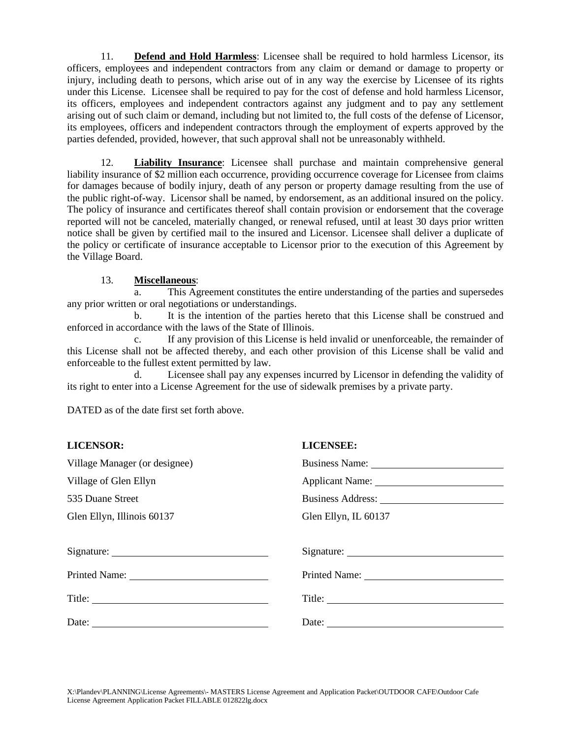11. **Defend and Hold Harmless**: Licensee shall be required to hold harmless Licensor, its officers, employees and independent contractors from any claim or demand or damage to property or injury, including death to persons, which arise out of in any way the exercise by Licensee of its rights under this License. Licensee shall be required to pay for the cost of defense and hold harmless Licensor, its officers, employees and independent contractors against any judgment and to pay any settlement arising out of such claim or demand, including but not limited to, the full costs of the defense of Licensor, its employees, officers and independent contractors through the employment of experts approved by the parties defended, provided, however, that such approval shall not be unreasonably withheld.

12. **Liability Insurance**: Licensee shall purchase and maintain comprehensive general liability insurance of $2 million each occurrence, providing occurrence coverage for Licensee from claims for damages because of bodily injury, death of any person or property damage resulting from the use of the public right-of-way. Licensor shall be named, by endorsement, as an additional insured on the policy. The policy of insurance and certificates thereof shall contain provision or endorsement that the coverage reported will not be canceled, materially changed, or renewal refused, until at least 30 days prior written notice shall be given by certified mail to the insured and Licensor. Licensee shall deliver a duplicate of the policy or certificate of insurance acceptable to Licensor prior to the execution of this Agreement by the Village Board.

13. **Miscellaneous**:

a. This Agreement constitutes the entire understanding of the parties and supersedes any prior written or oral negotiations or understandings.

b. It is the intention of the parties hereto that this License shall be construed and enforced in accordance with the laws of the State of Illinois.

c. If any provision of this License is held invalid or unenforceable, the remainder of this License shall not be affected thereby, and each other provision of this License shall be valid and enforceable to the fullest extent permitted by law.

d. Licensee shall pay any expenses incurred by Licensor in defending the validity of its right to enter into a License Agreement for the use of sidewalk premises by a private party.

DATED as of the date first set forth above.

| | |
|---|---|
| **LICENSOR:** | **LICENSEE:** |
| Village Manager (or designee) | Business Name: ____________________ |
| Village of Glen Ellyn | Applicant Name: ____________________ |
| 535 Duane Street | Business Address: ____________________ |
| Glen Ellyn, Illinois 60137 | Glen Ellyn, IL 60137 |
| Signature: ____________________ | Signature: ____________________ |
| Printed Name: ____________________ | Printed Name: ____________________ |
| Title: ____________________ | Title: ____________________ |
| Date: ____________________ | Date: ____________________ |

X:\Plandev\PLANNING\License Agreements\- MASTERS License Agreement and Application Packet\OUTDOOR CAFE\Outdoor Cafe License Agreement Application Packet FILLABLE 012822lg.docx